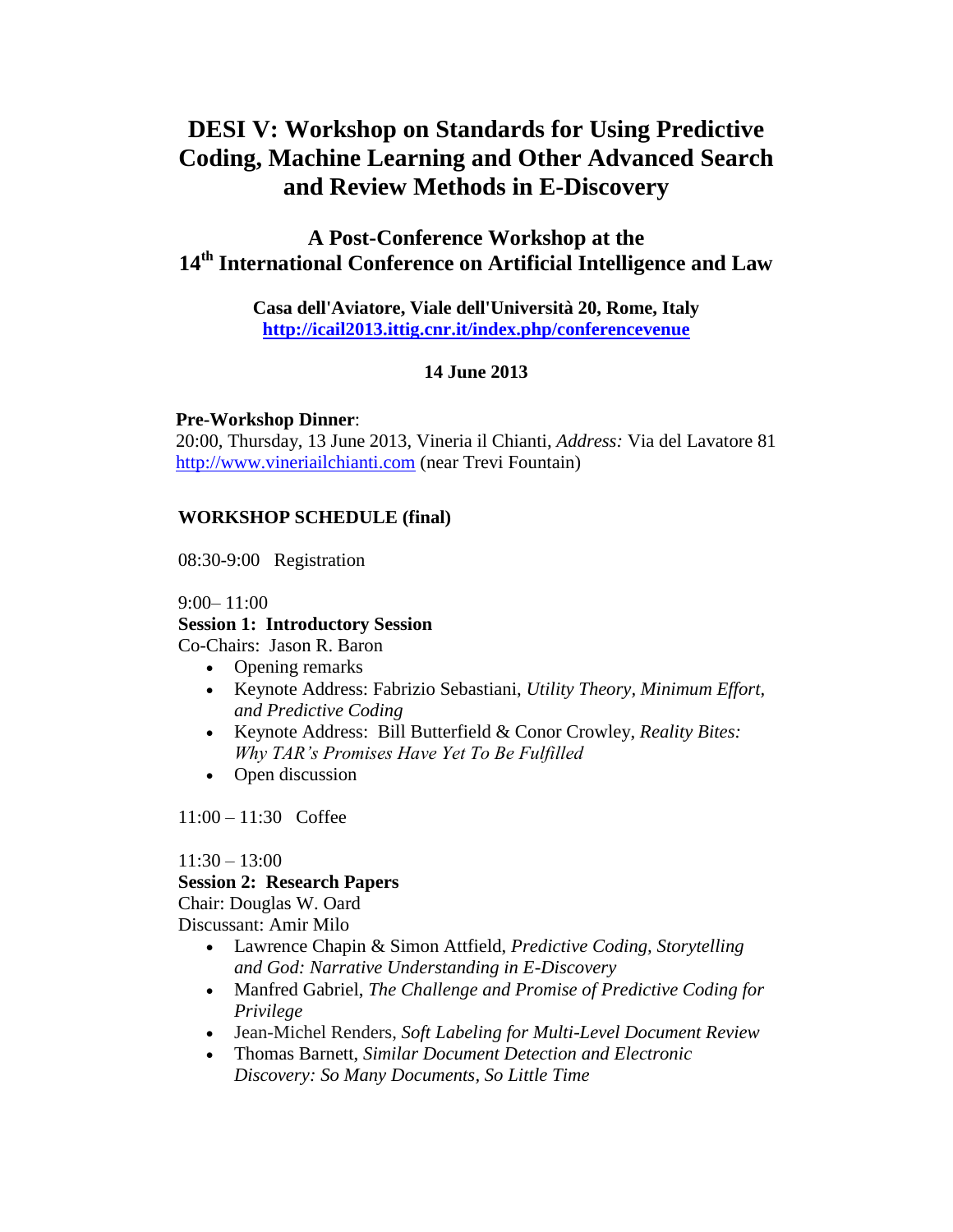# DESI V: Workshop on Standards for Using Predictive Coding, Machine Learning and Other Advanced Search and Review Methods in E-Discovery

## A Post-Conference Workshop at the 14th International Conference on Artificial Intelligence and Law

**Casa dell'Aviatore, Viale dell'Università 20, Rome, Italy**
**http://icail2013.ittig.cnr.it/index.php/conferencevenue**

**14 June 2013**

**Pre-Workshop Dinner**:
20:00, Thursday, 13 June 2013, Vineria il Chianti, *Address:* Via del Lavatore 81
http://www.vineriailchianti.com (near Trevi Fountain)

**WORKSHOP SCHEDULE (final)**

08:30-9:00 Registration

9:00– 11:00
**Session 1: Introductory Session**
Co-Chairs: Jason R. Baron

- Opening remarks
- Keynote Address: Fabrizio Sebastiani, *Utility Theory, Minimum Effort, and Predictive Coding*
- Keynote Address: Bill Butterfield & Conor Crowley, *Reality Bites: Why TAR's Promises Have Yet To Be Fulfilled*
- Open discussion

11:00 – 11:30 Coffee

11:30 – 13:00
**Session 2: Research Papers**
Chair: Douglas W. Oard
Discussant: Amir Milo

- Lawrence Chapin & Simon Attfield, *Predictive Coding, Storytelling and God: Narrative Understanding in E-Discovery*
- Manfred Gabriel, *The Challenge and Promise of Predictive Coding for Privilege*
- Jean-Michel Renders, *Soft Labeling for Multi-Level Document Review*
- Thomas Barnett, *Similar Document Detection and Electronic Discovery: So Many Documents, So Little Time*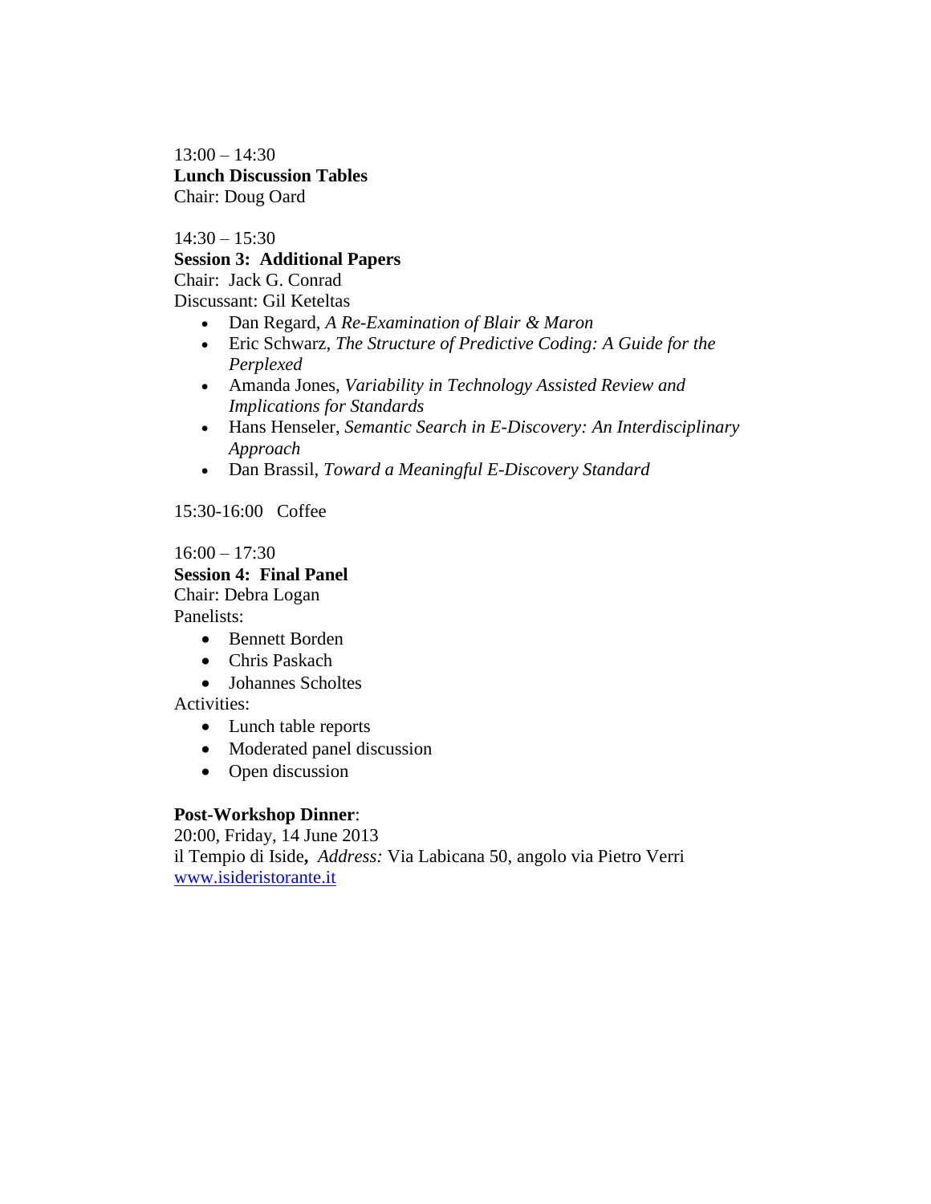13:00 – 14:30
**Lunch Discussion Tables**
Chair: Doug Oard

14:30 – 15:30
**Session 3: Additional Papers**
Chair: Jack G. Conrad
Discussant: Gil Keteltas

- Dan Regard, *A Re-Examination of Blair & Maron*
- Eric Schwarz, *The Structure of Predictive Coding: A Guide for the Perplexed*
- Amanda Jones, *Variability in Technology Assisted Review and Implications for Standards*
- Hans Henseler, *Semantic Search in E-Discovery: An Interdisciplinary Approach*
- Dan Brassil, *Toward a Meaningful E-Discovery Standard*

15:30-16:00 Coffee

16:00 – 17:30
**Session 4: Final Panel**
Chair: Debra Logan
Panelists:

- Bennett Borden
- Chris Paskach
- Johannes Scholtes

Activities:

- Lunch table reports
- Moderated panel discussion
- Open discussion

**Post-Workshop Dinner**:
20:00, Friday, 14 June 2013
il Tempio di Iside**,** *Address:* Via Labicana 50, angolo via Pietro Verri
www.isideristorante.it